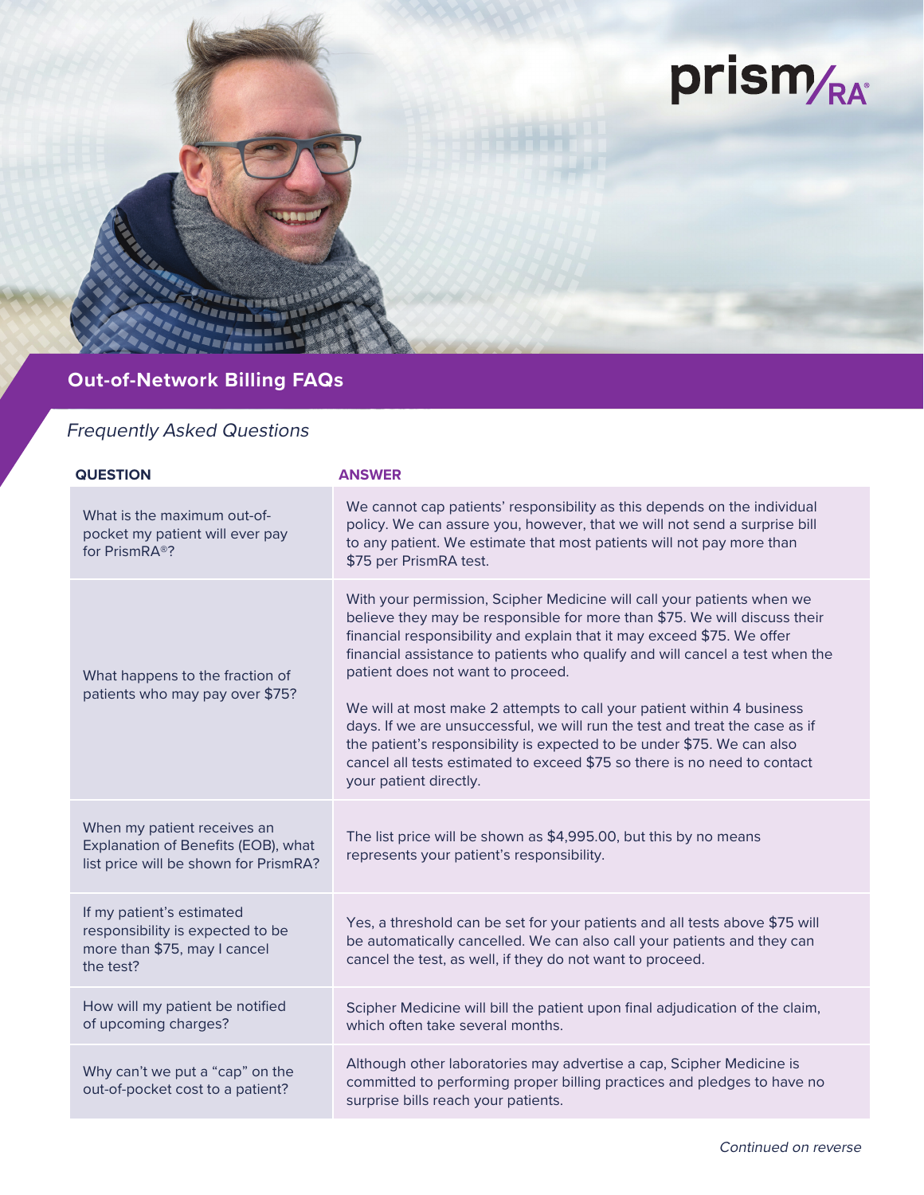prism/RA®

# Out-of-Network Billing FAQs

*Frequently Asked Questions*

| QUESTION | ANSWER |
|---|---|
| What is the maximum out-of-pocket my patient will ever pay for PrismRA®? | We cannot cap patients' responsibility as this depends on the individual policy. We can assure you, however, that we will not send a surprise bill to any patient. We estimate that most patients will not pay more than $75 per PrismRA test. |
| What happens to the fraction of patients who may pay over $75? | With your permission, Scipher Medicine will call your patients when we believe they may be responsible for more than $75. We will discuss their financial responsibility and explain that it may exceed $75. We offer financial assistance to patients who qualify and will cancel a test when the patient does not want to proceed.<br><br>We will at most make 2 attempts to call your patient within 4 business days. If we are unsuccessful, we will run the test and treat the case as if the patient's responsibility is expected to be under $75. We can also cancel all tests estimated to exceed $75 so there is no need to contact your patient directly. |
| When my patient receives an Explanation of Benefits (EOB), what list price will be shown for PrismRA? | The list price will be shown as $4,995.00, but this by no means represents your patient's responsibility. |
| If my patient's estimated responsibility is expected to be more than $75, may I cancel the test? | Yes, a threshold can be set for your patients and all tests above $75 will be automatically cancelled. We can also call your patients and they can cancel the test, as well, if they do not want to proceed. |
| How will my patient be notified of upcoming charges? | Scipher Medicine will bill the patient upon final adjudication of the claim, which often take several months. |
| Why can't we put a "cap" on the out-of-pocket cost to a patient? | Although other laboratories may advertise a cap, Scipher Medicine is committed to performing proper billing practices and pledges to have no surprise bills reach your patients. |

*Continued on reverse*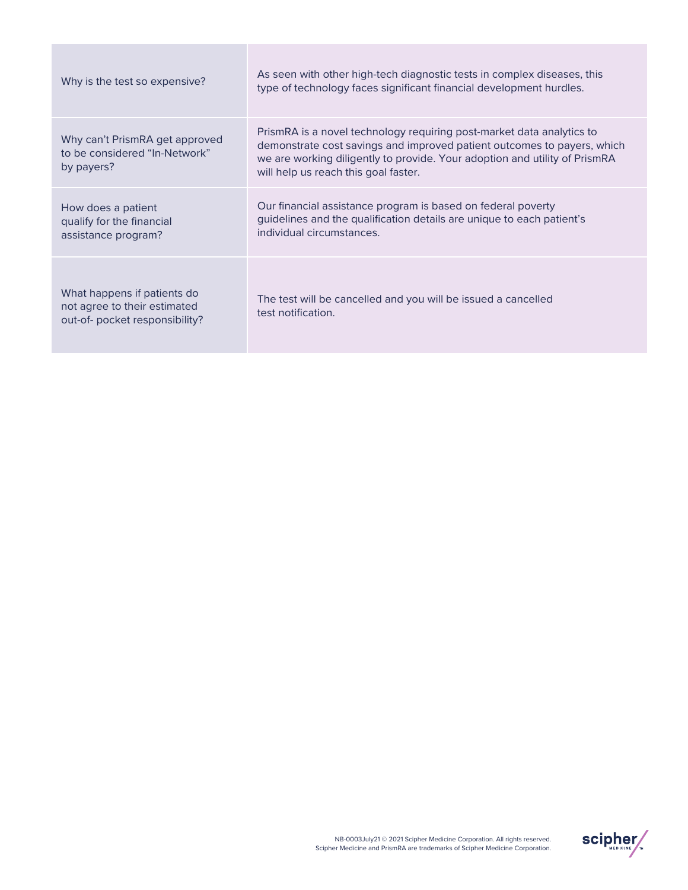| | |
|---|---|
| Why is the test so expensive? | As seen with other high-tech diagnostic tests in complex diseases, this type of technology faces significant financial development hurdles. |
| Why can't PrismRA get approved to be considered "In-Network" by payers? | PrismRA is a novel technology requiring post-market data analytics to demonstrate cost savings and improved patient outcomes to payers, which we are working diligently to provide. Your adoption and utility of PrismRA will help us reach this goal faster. |
| How does a patient qualify for the financial assistance program? | Our financial assistance program is based on federal poverty guidelines and the qualification details are unique to each patient's individual circumstances. |
| What happens if patients do not agree to their estimated out-of- pocket responsibility? | The test will be cancelled and you will be issued a cancelled test notification. |

NB-0003July21 © 2021 Scipher Medicine Corporation. All rights reserved.
Scipher Medicine and PrismRA are trademarks of Scipher Medicine Corporation.

scipher MEDICINE™